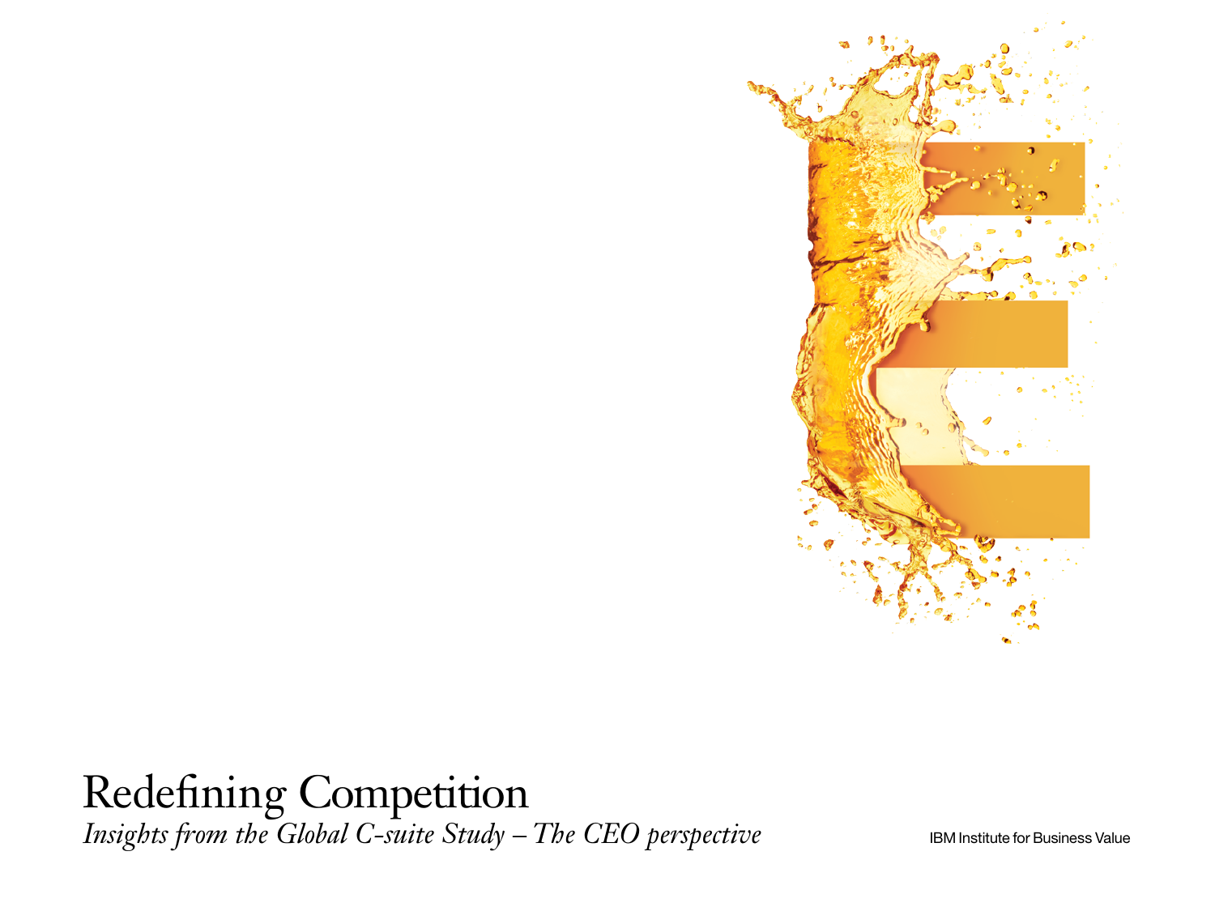# Redefining Competition

*Insights from the Global C-suite Study – The CEO perspective*

IBM Institute for Business Value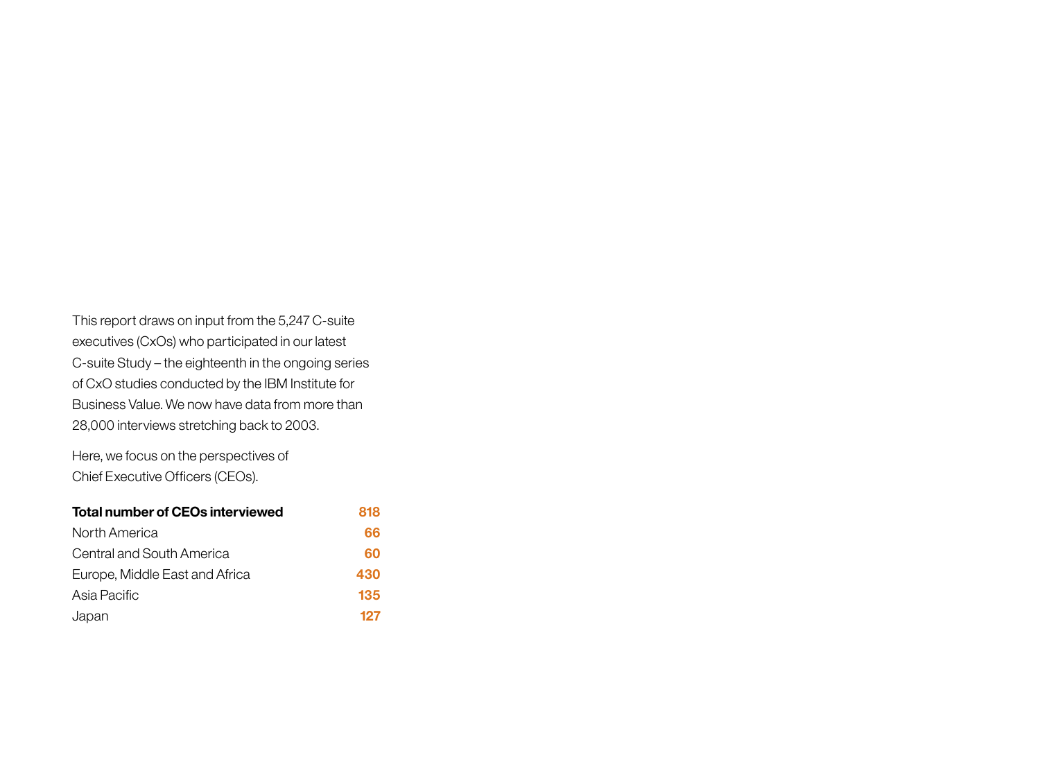This report draws on input from the 5,247 C-suite executives (CxOs) who participated in our latest C-suite Study – the eighteenth in the ongoing series of CxO studies conducted by the IBM Institute for Business Value. We now have data from more than 28,000 interviews stretching back to 2003.

Here, we focus on the perspectives of Chief Executive Officers (CEOs).

| **Total number of CEOs interviewed** | **818** |
|---|---|
| North America | 66 |
| Central and South America | 60 |
| Europe, Middle East and Africa | 430 |
| Asia Pacific | 135 |
| Japan | 127 |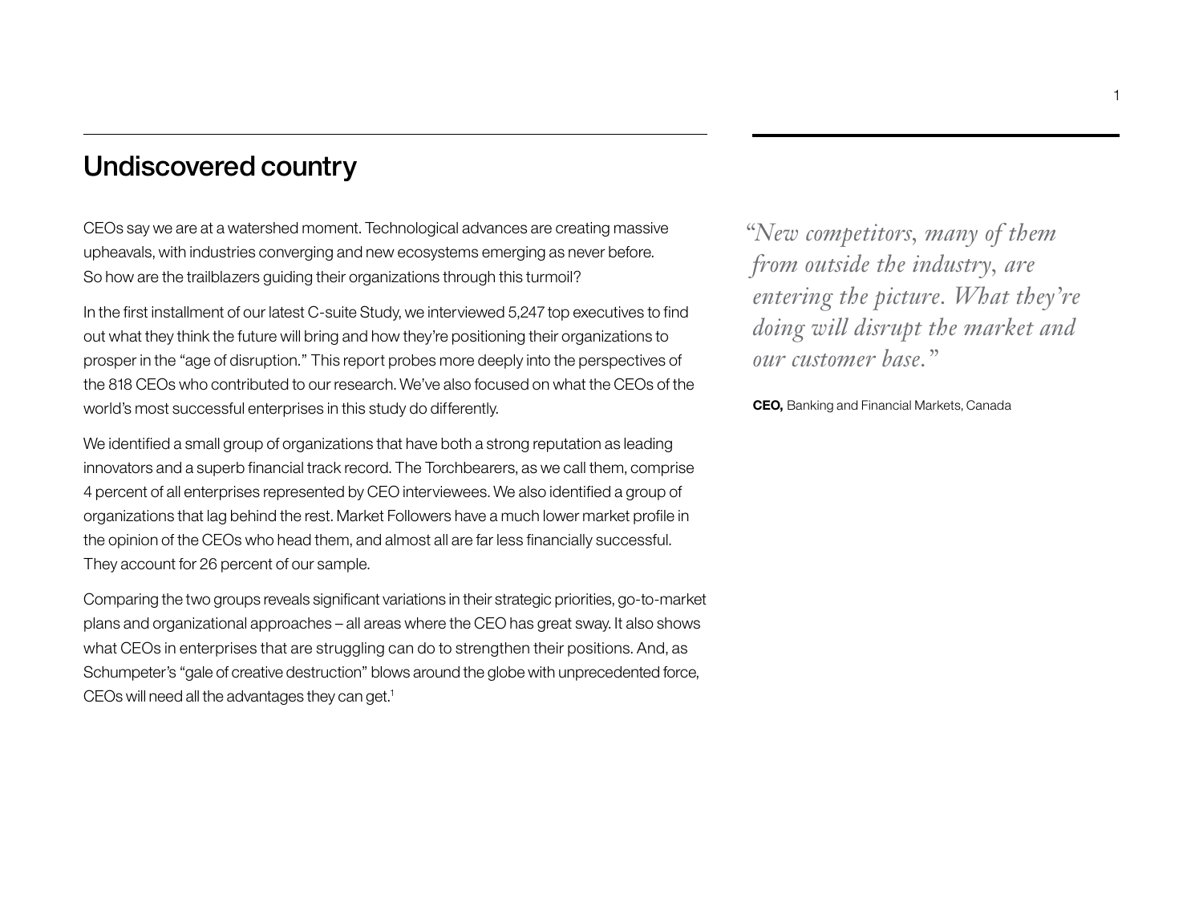## Undiscovered country

CEOs say we are at a watershed moment. Technological advances are creating massive upheavals, with industries converging and new ecosystems emerging as never before. So how are the trailblazers guiding their organizations through this turmoil?

In the first installment of our latest C-suite Study, we interviewed 5,247 top executives to find out what they think the future will bring and how they're positioning their organizations to prosper in the "age of disruption." This report probes more deeply into the perspectives of the 818 CEOs who contributed to our research. We've also focused on what the CEOs of the world's most successful enterprises in this study do differently.

We identified a small group of organizations that have both a strong reputation as leading innovators and a superb financial track record. The Torchbearers, as we call them, comprise 4 percent of all enterprises represented by CEO interviewees. We also identified a group of organizations that lag behind the rest. Market Followers have a much lower market profile in the opinion of the CEOs who head them, and almost all are far less financially successful. They account for 26 percent of our sample.

Comparing the two groups reveals significant variations in their strategic priorities, go-to-market plans and organizational approaches – all areas where the CEO has great sway. It also shows what CEOs in enterprises that are struggling can do to strengthen their positions. And, as Schumpeter's "gale of creative destruction" blows around the globe with unprecedented force, CEOs will need all the advantages they can get.[1]

*"New competitors, many of them from outside the industry, are entering the picture. What they're doing will disrupt the market and our customer base."*

**CEO,** Banking and Financial Markets, Canada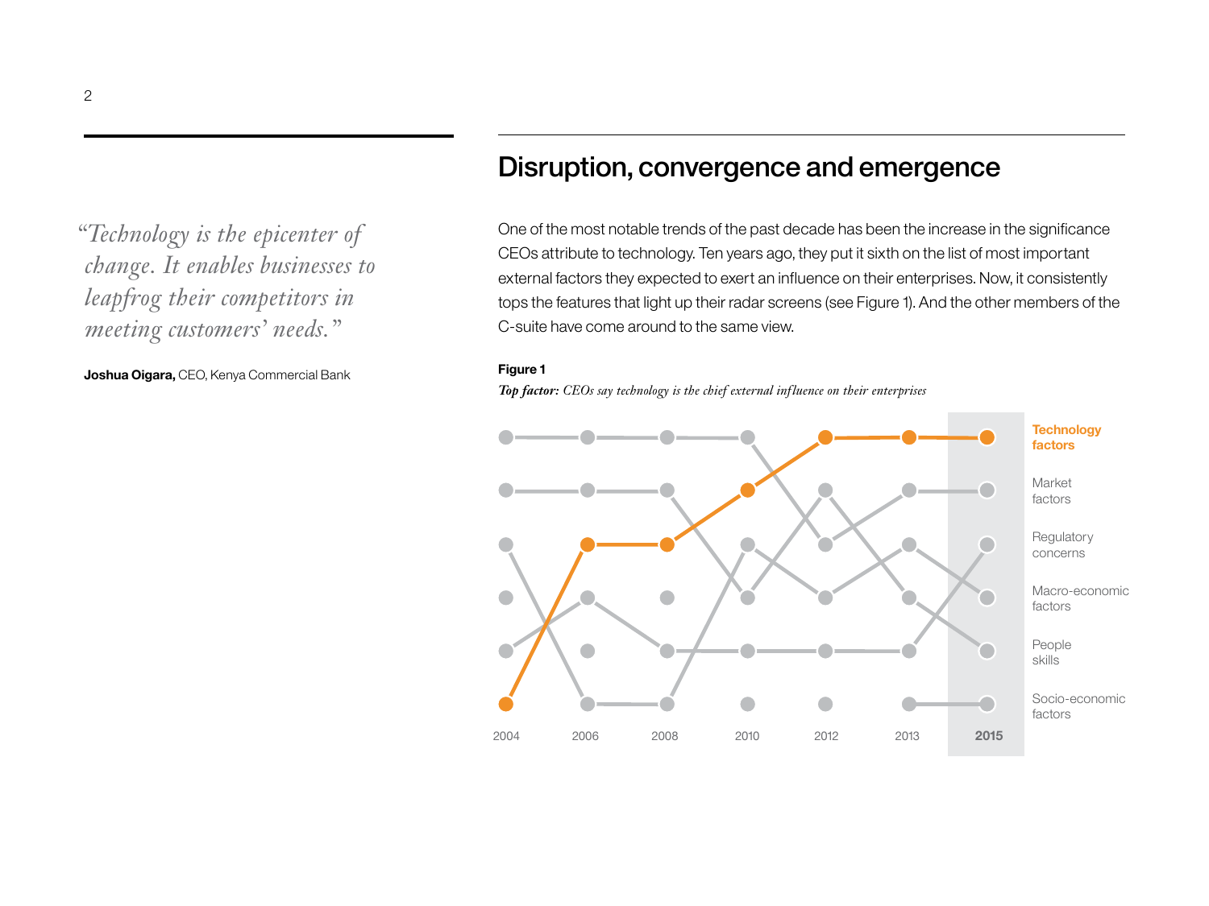> *"Technology is the epicenter of change. It enables businesses to leapfrog their competitors in meeting customers' needs."*
>
> **Joshua Oigara,** CEO, Kenya Commercial Bank

## Disruption, convergence and emergence

One of the most notable trends of the past decade has been the increase in the significance CEOs attribute to technology. Ten years ago, they put it sixth on the list of most important external factors they expected to exert an influence on their enterprises. Now, it consistently tops the features that light up their radar screens (see Figure 1). And the other members of the C-suite have come around to the same view.

**Figure 1**

***Top factor:*** *CEOs say technology is the chief external influence on their enterprises*

Technology factors
Market factors
Regulatory concerns
Macro-economic factors
People skills
Socio-economic factors

2004 2006 2008 2010 2012 2013 **2015**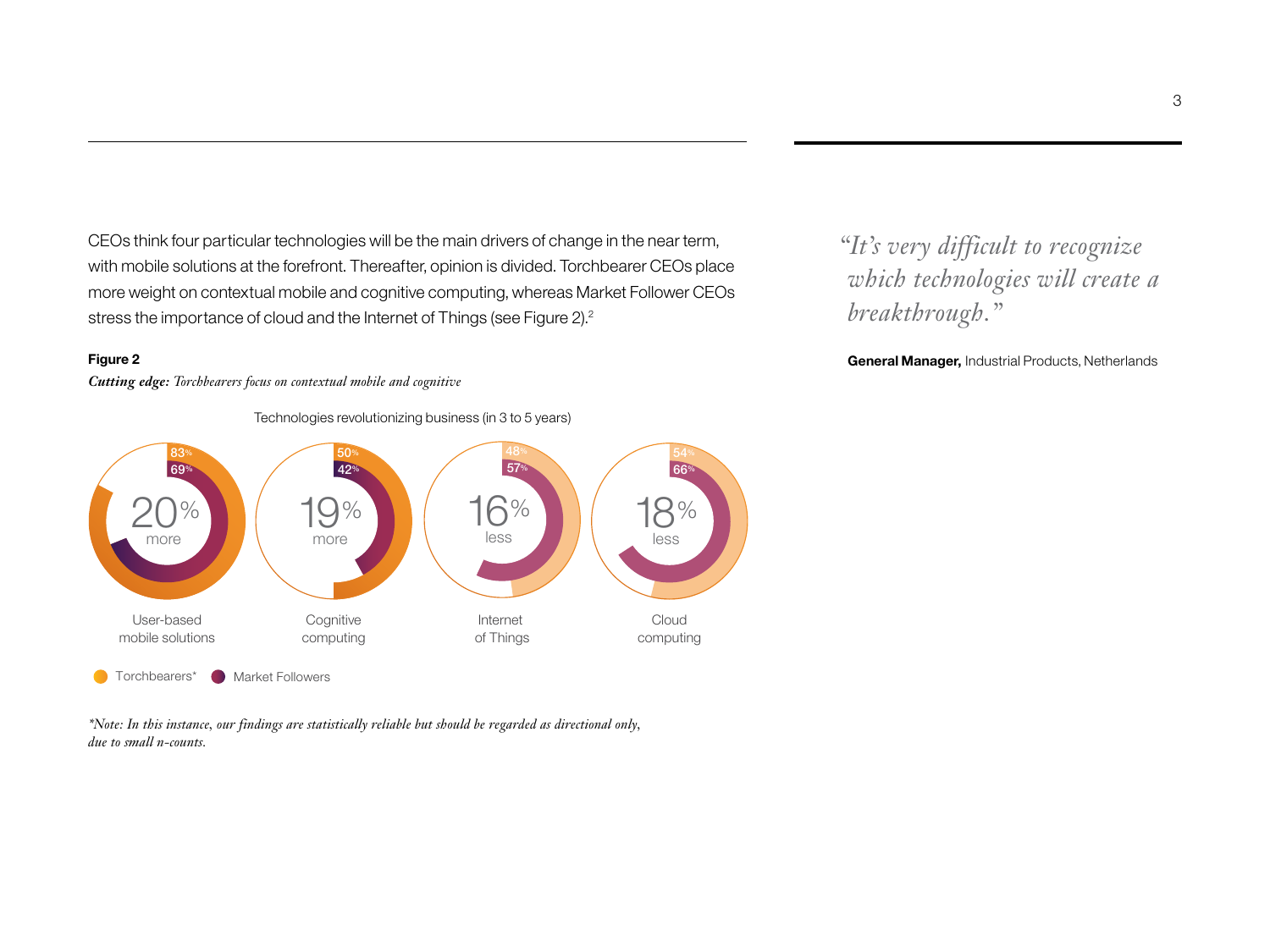CEOs think four particular technologies will be the main drivers of change in the near term, with mobile solutions at the forefront. Thereafter, opinion is divided. Torchbearer CEOs place more weight on contextual mobile and cognitive computing, whereas Market Follower CEOs stress the importance of cloud and the Internet of Things (see Figure 2).[2]

**Figure 2**

***Cutting edge:*** *Torchbearers focus on contextual mobile and cognitive*

Technologies revolutionizing business (in 3 to 5 years)

| Technology | Torchbearers* | Market Followers | Difference |
|---|---|---|---|
| User-based mobile solutions | 83% | 69% | 20% more |
| Cognitive computing | 50% | 42% | 19% more |
| Internet of Things | 48% | 57% | 16% less |
| Cloud computing | 54% | 66% | 18% less |

*Note: In this instance, our findings are statistically reliable but should be regarded as directional only, due to small n-counts.*

> *"It's very difficult to recognize which technologies will create a breakthrough."*
>
> **General Manager,** Industrial Products, Netherlands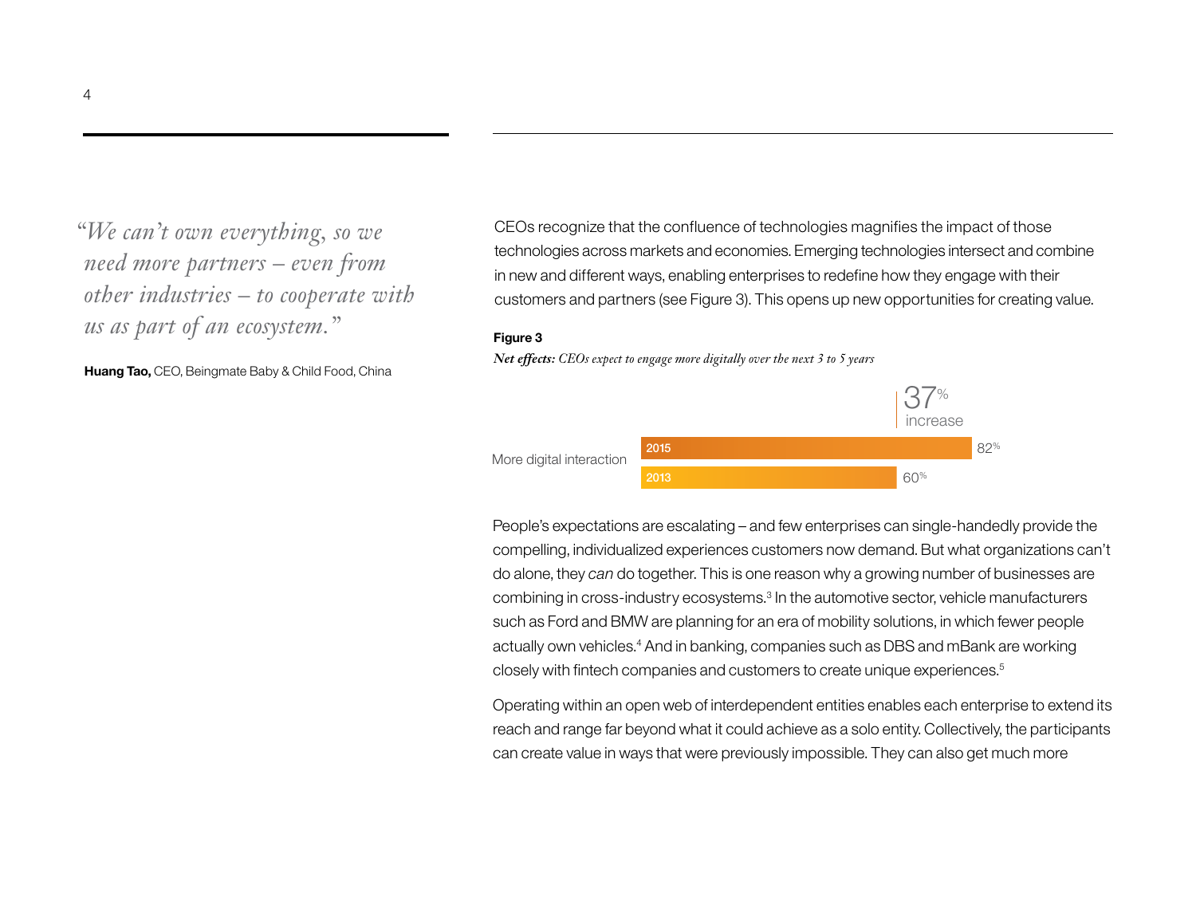> *"We can't own everything, so we need more partners – even from other industries – to cooperate with us as part of an ecosystem."*

**Huang Tao,** CEO, Beingmate Baby & Child Food, China

CEOs recognize that the confluence of technologies magnifies the impact of those technologies across markets and economies. Emerging technologies intersect and combine in new and different ways, enabling enterprises to redefine how they engage with their customers and partners (see Figure 3). This opens up new opportunities for creating value.

**Figure 3**

***Net effects:*** *CEOs expect to engage more digitally over the next 3 to 5 years*

| | 2015 | 2013 |
| --- | --- | --- |
| More digital interaction | 82% | 60% |

37% increase

People's expectations are escalating – and few enterprises can single-handedly provide the compelling, individualized experiences customers now demand. But what organizations can't do alone, they *can* do together. This is one reason why a growing number of businesses are combining in cross-industry ecosystems.[3] In the automotive sector, vehicle manufacturers such as Ford and BMW are planning for an era of mobility solutions, in which fewer people actually own vehicles.[4] And in banking, companies such as DBS and mBank are working closely with fintech companies and customers to create unique experiences.[5]

Operating within an open web of interdependent entities enables each enterprise to extend its reach and range far beyond what it could achieve as a solo entity. Collectively, the participants can create value in ways that were previously impossible. They can also get much more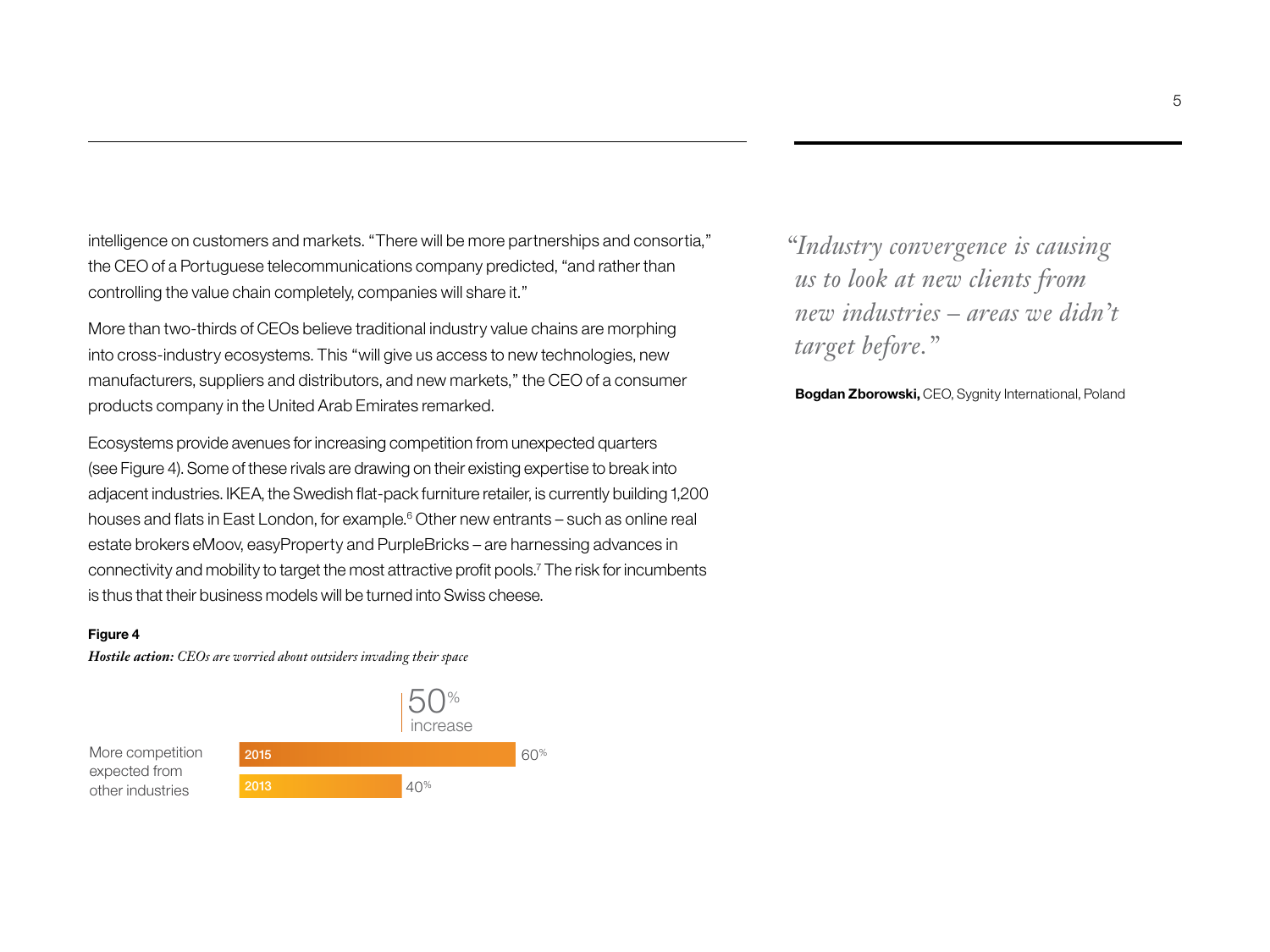intelligence on customers and markets. "There will be more partnerships and consortia," the CEO of a Portuguese telecommunications company predicted, "and rather than controlling the value chain completely, companies will share it."

More than two-thirds of CEOs believe traditional industry value chains are morphing into cross-industry ecosystems. This "will give us access to new technologies, new manufacturers, suppliers and distributors, and new markets," the CEO of a consumer products company in the United Arab Emirates remarked.

Ecosystems provide avenues for increasing competition from unexpected quarters (see Figure 4). Some of these rivals are drawing on their existing expertise to break into adjacent industries. IKEA, the Swedish flat-pack furniture retailer, is currently building 1,200 houses and flats in East London, for example.[6] Other new entrants – such as online real estate brokers eMoov, easyProperty and PurpleBricks – are harnessing advances in connectivity and mobility to target the most attractive profit pools.[7] The risk for incumbents is thus that their business models will be turned into Swiss cheese.

**Figure 4**

***Hostile action:*** *CEOs are worried about outsiders invading their space*

| | Year | Value |
|---|---|---|
| More competition expected from other industries | 2015 | 60% |
| | 2013 | 40% |

50% increase

> *"Industry convergence is causing us to look at new clients from new industries – areas we didn't target before."*
>
> **Bogdan Zborowski,** CEO, Sygnity International, Poland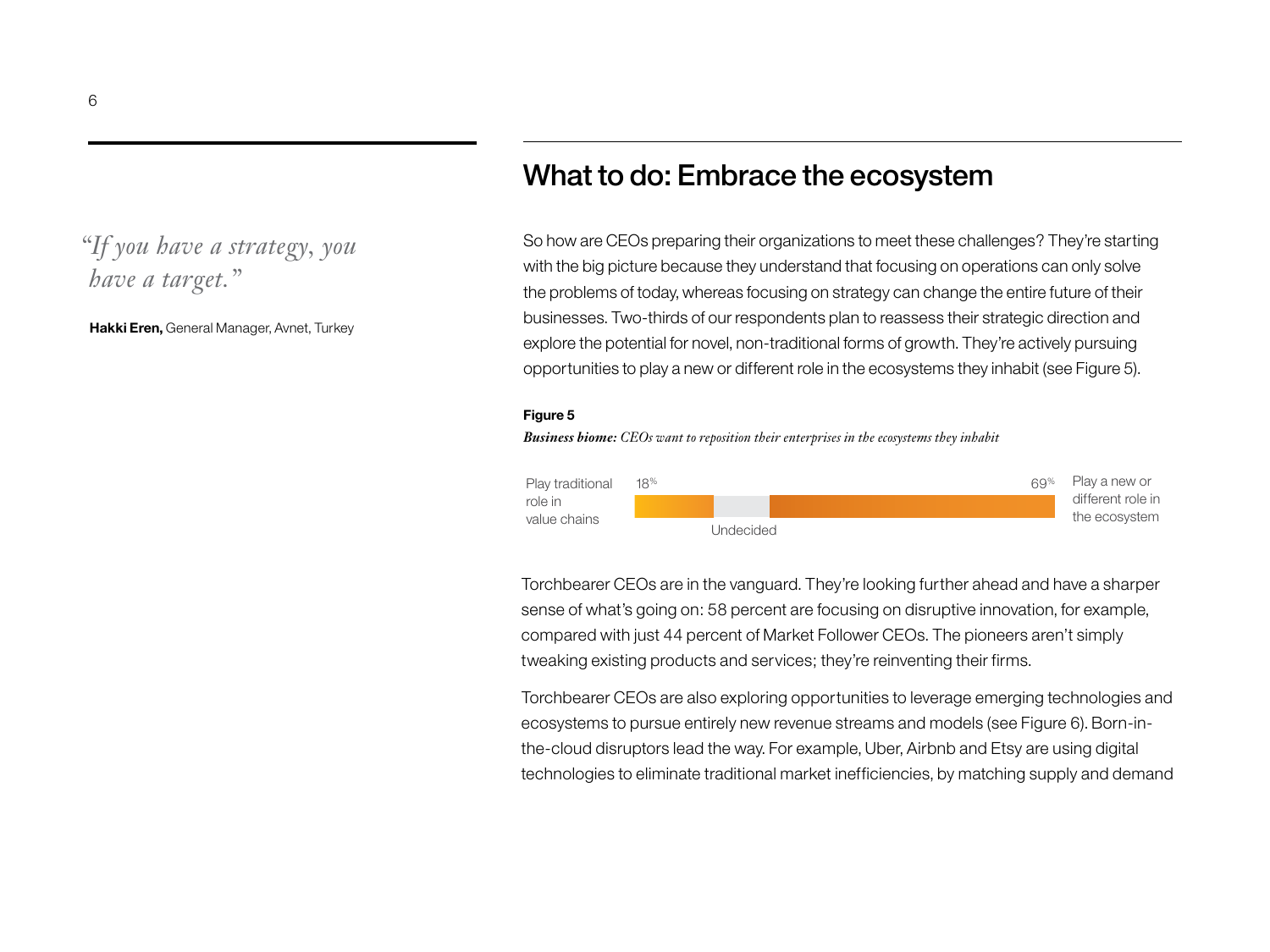> *"If you have a strategy, you have a target."*

**Hakki Eren,** General Manager, Avnet, Turkey

## What to do: Embrace the ecosystem

So how are CEOs preparing their organizations to meet these challenges? They're starting with the big picture because they understand that focusing on operations can only solve the problems of today, whereas focusing on strategy can change the entire future of their businesses. Two-thirds of our respondents plan to reassess their strategic direction and explore the potential for novel, non-traditional forms of growth. They're actively pursuing opportunities to play a new or different role in the ecosystems they inhabit (see Figure 5).

**Figure 5**

***Business biome:*** *CEOs want to reposition their enterprises in the ecosystems they inhabit*

| Play traditional role in value chains | Undecided | Play a new or different role in the ecosystem |
| --- | --- | --- |
| 18% | | 69% |

Torchbearer CEOs are in the vanguard. They're looking further ahead and have a sharper sense of what's going on: 58 percent are focusing on disruptive innovation, for example, compared with just 44 percent of Market Follower CEOs. The pioneers aren't simply tweaking existing products and services; they're reinventing their firms.

Torchbearer CEOs are also exploring opportunities to leverage emerging technologies and ecosystems to pursue entirely new revenue streams and models (see Figure 6). Born-in-the-cloud disruptors lead the way. For example, Uber, Airbnb and Etsy are using digital technologies to eliminate traditional market inefficiencies, by matching supply and demand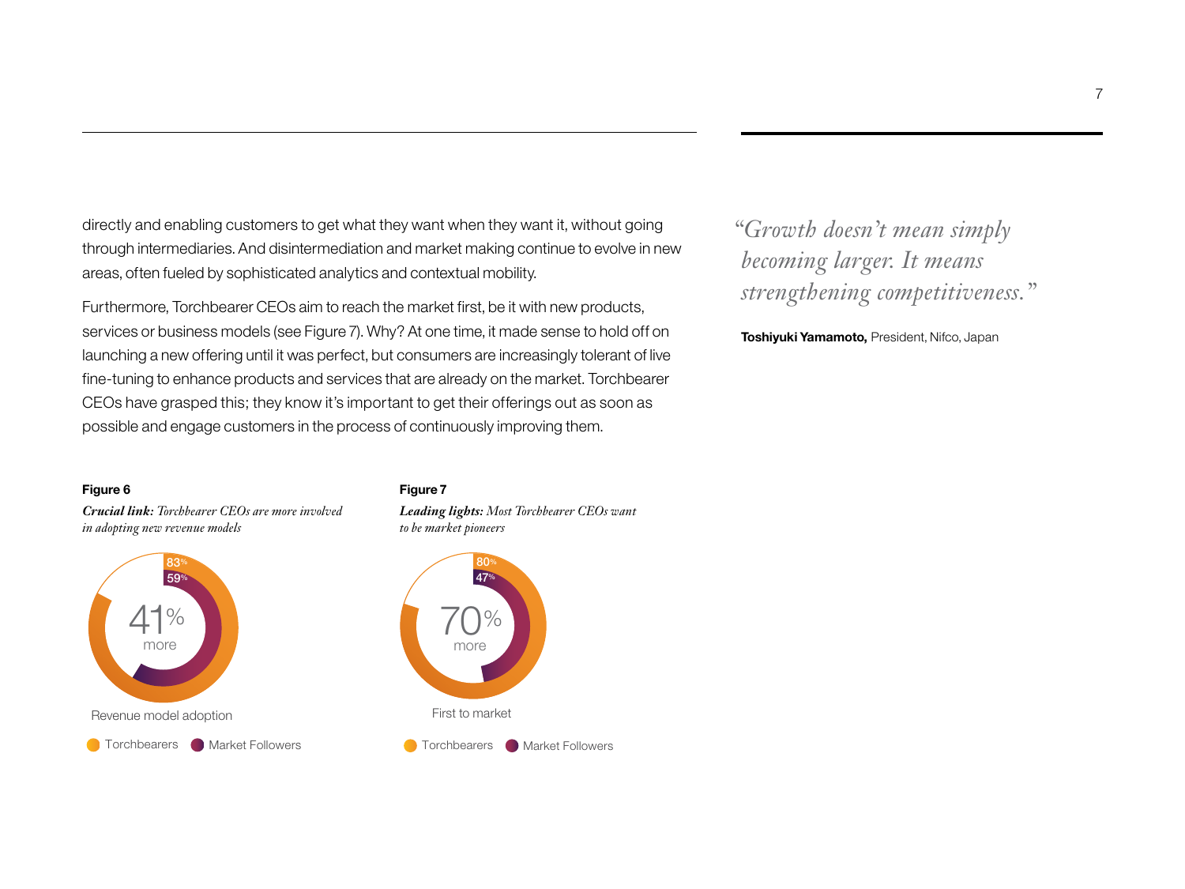directly and enabling customers to get what they want when they want it, without going through intermediaries. And disintermediation and market making continue to evolve in new areas, often fueled by sophisticated analytics and contextual mobility.

Furthermore, Torchbearer CEOs aim to reach the market first, be it with new products, services or business models (see Figure 7). Why? At one time, it made sense to hold off on launching a new offering until it was perfect, but consumers are increasingly tolerant of live fine-tuning to enhance products and services that are already on the market. Torchbearer CEOs have grasped this; they know it's important to get their offerings out as soon as possible and engage customers in the process of continuously improving them.

> *"Growth doesn't mean simply becoming larger. It means strengthening competitiveness."*
>
> **Toshiyuki Yamamoto,** President, Nifco, Japan

**Figure 6**

***Crucial link:*** *Torchbearer CEOs are more involved in adopting new revenue models*

83%
59%
41% more

Revenue model adoption

Torchbearers | Market Followers

**Figure 7**

***Leading lights:*** *Most Torchbearer CEOs want to be market pioneers*

80%
47%
70% more

First to market

Torchbearers | Market Followers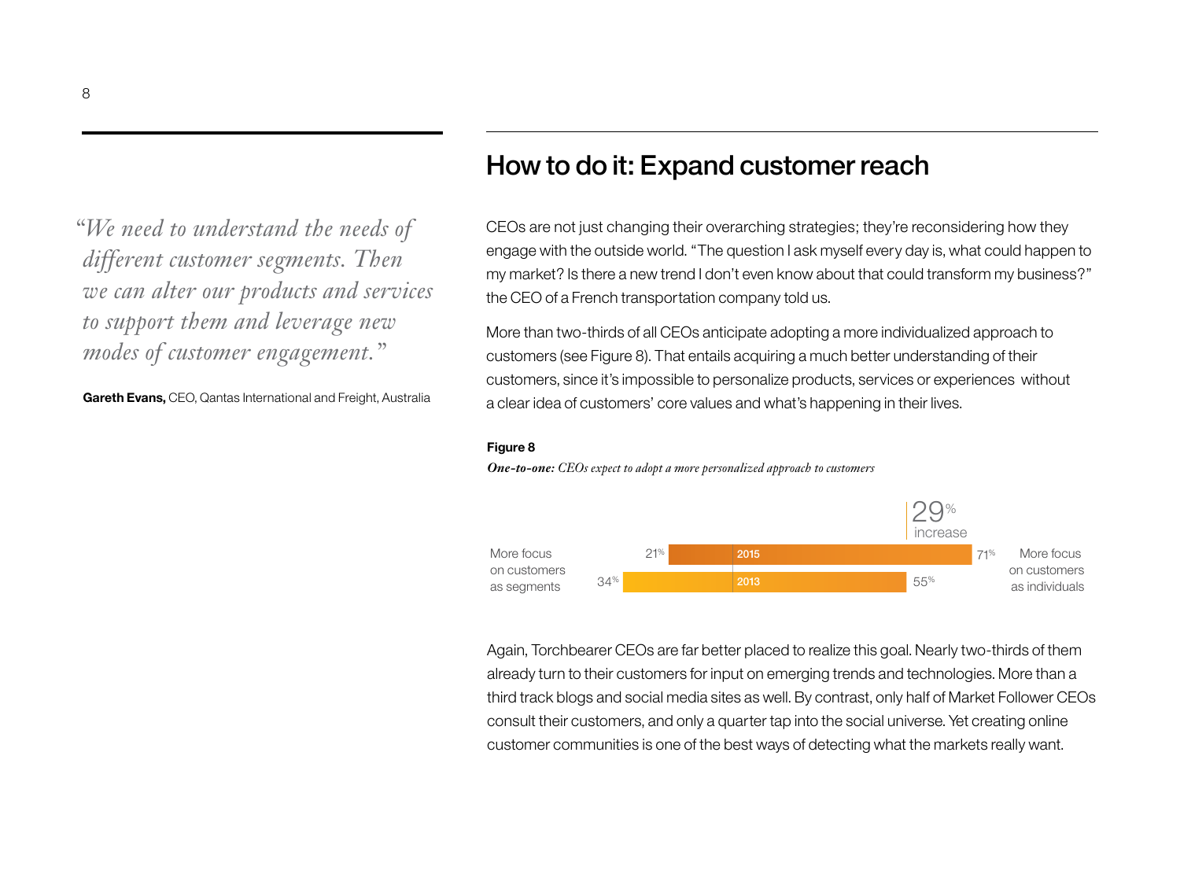> *"We need to understand the needs of different customer segments. Then we can alter our products and services to support them and leverage new modes of customer engagement."*

**Gareth Evans,** CEO, Qantas International and Freight, Australia

## How to do it: Expand customer reach

CEOs are not just changing their overarching strategies; they're reconsidering how they engage with the outside world. "The question I ask myself every day is, what could happen to my market? Is there a new trend I don't even know about that could transform my business?" the CEO of a French transportation company told us.

More than two-thirds of all CEOs anticipate adopting a more individualized approach to customers (see Figure 8). That entails acquiring a much better understanding of their customers, since it's impossible to personalize products, services or experiences without a clear idea of customers' core values and what's happening in their lives.

**Figure 8**

***One-to-one:*** *CEOs expect to adopt a more personalized approach to customers*

| Year | More focus on customers as segments | More focus on customers as individuals |
|---|---|---|
| 2015 | 21% | 71% |
| 2013 | 34% | 55% |

29% increase

Again, Torchbearer CEOs are far better placed to realize this goal. Nearly two-thirds of them already turn to their customers for input on emerging trends and technologies. More than a third track blogs and social media sites as well. By contrast, only half of Market Follower CEOs consult their customers, and only a quarter tap into the social universe. Yet creating online customer communities is one of the best ways of detecting what the markets really want.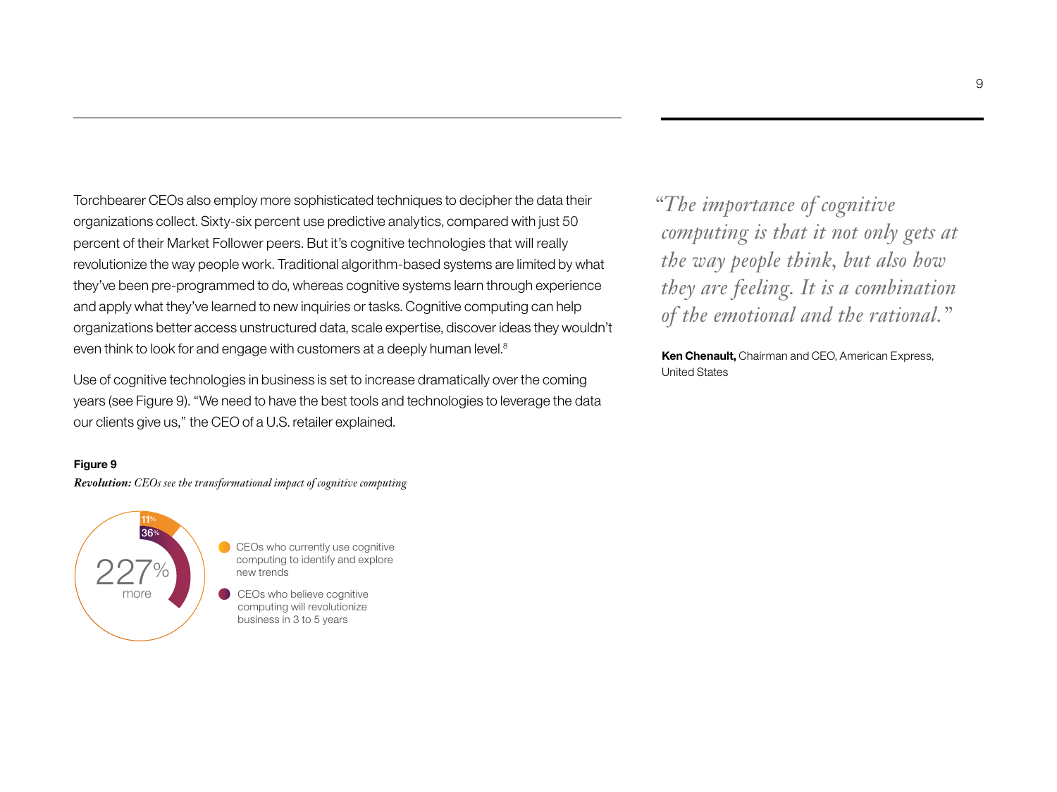Torchbearer CEOs also employ more sophisticated techniques to decipher the data their organizations collect. Sixty-six percent use predictive analytics, compared with just 50 percent of their Market Follower peers. But it's cognitive technologies that will really revolutionize the way people work. Traditional algorithm-based systems are limited by what they've been pre-programmed to do, whereas cognitive systems learn through experience and apply what they've learned to new inquiries or tasks. Cognitive computing can help organizations better access unstructured data, scale expertise, discover ideas they wouldn't even think to look for and engage with customers at a deeply human level.[8]

Use of cognitive technologies in business is set to increase dramatically over the coming years (see Figure 9). "We need to have the best tools and technologies to leverage the data our clients give us," the CEO of a U.S. retailer explained.

**Figure 9**

***Revolution:** CEOs see the transformational impact of cognitive computing*

227% more

- 11% — CEOs who currently use cognitive computing to identify and explore new trends
- 36% — CEOs who believe cognitive computing will revolutionize business in 3 to 5 years

*"The importance of cognitive computing is that it not only gets at the way people think, but also how they are feeling. It is a combination of the emotional and the rational."*

**Ken Chenault,** Chairman and CEO, American Express, United States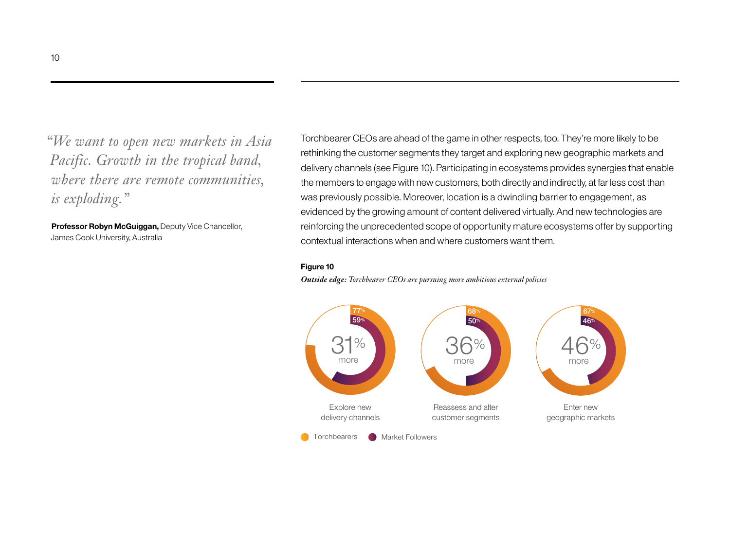*"We want to open new markets in Asia Pacific. Growth in the tropical band, where there are remote communities, is exploding."*

**Professor Robyn McGuiggan,** Deputy Vice Chancellor, James Cook University, Australia

Torchbearer CEOs are ahead of the game in other respects, too. They're more likely to be rethinking the customer segments they target and exploring new geographic markets and delivery channels (see Figure 10). Participating in ecosystems provides synergies that enable the members to engage with new customers, both directly and indirectly, at far less cost than was previously possible. Moreover, location is a dwindling barrier to engagement, as evidenced by the growing amount of content delivered virtually. And new technologies are reinforcing the unprecedented scope of opportunity mature ecosystems offer by supporting contextual interactions when and where customers want them.

**Figure 10**

***Outside edge:*** *Torchbearer CEOs are pursuing more ambitious external policies*

| | Torchbearers | Market Followers | Difference |
|---|---|---|---|
| Explore new delivery channels | 77% | 59% | 31% more |
| Reassess and alter customer segments | 68% | 50% | 36% more |
| Enter new geographic markets | 67% | 46% | 46% more |

Torchbearers   Market Followers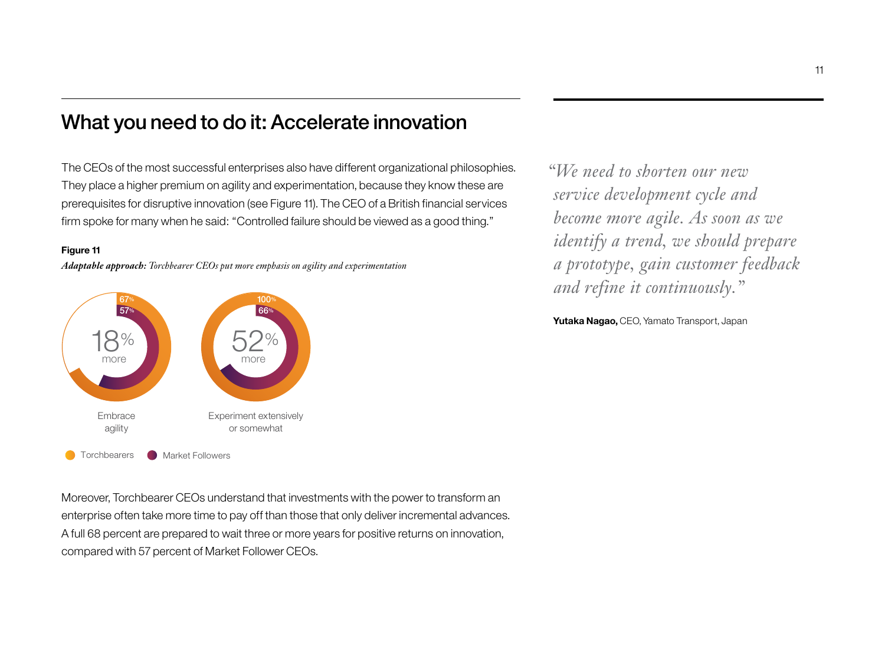## What you need to do it: Accelerate innovation

The CEOs of the most successful enterprises also have different organizational philosophies. They place a higher premium on agility and experimentation, because they know these are prerequisites for disruptive innovation (see Figure 11). The CEO of a British financial services firm spoke for many when he said: "Controlled failure should be viewed as a good thing."

**Figure 11**

***Adaptable approach:*** *Torchbearer CEOs put more emphasis on agility and experimentation*

| | Torchbearers | Market Followers | Difference |
|---|---|---|---|
| Embrace agility | 67% | 57% | 18% more |
| Experiment extensively or somewhat | 100% | 66% | 52% more |

Moreover, Torchbearer CEOs understand that investments with the power to transform an enterprise often take more time to pay off than those that only deliver incremental advances. A full 68 percent are prepared to wait three or more years for positive returns on innovation, compared with 57 percent of Market Follower CEOs.

*"We need to shorten our new service development cycle and become more agile. As soon as we identify a trend, we should prepare a prototype, gain customer feedback and refine it continuously."*

**Yutaka Nagao,** CEO, Yamato Transport, Japan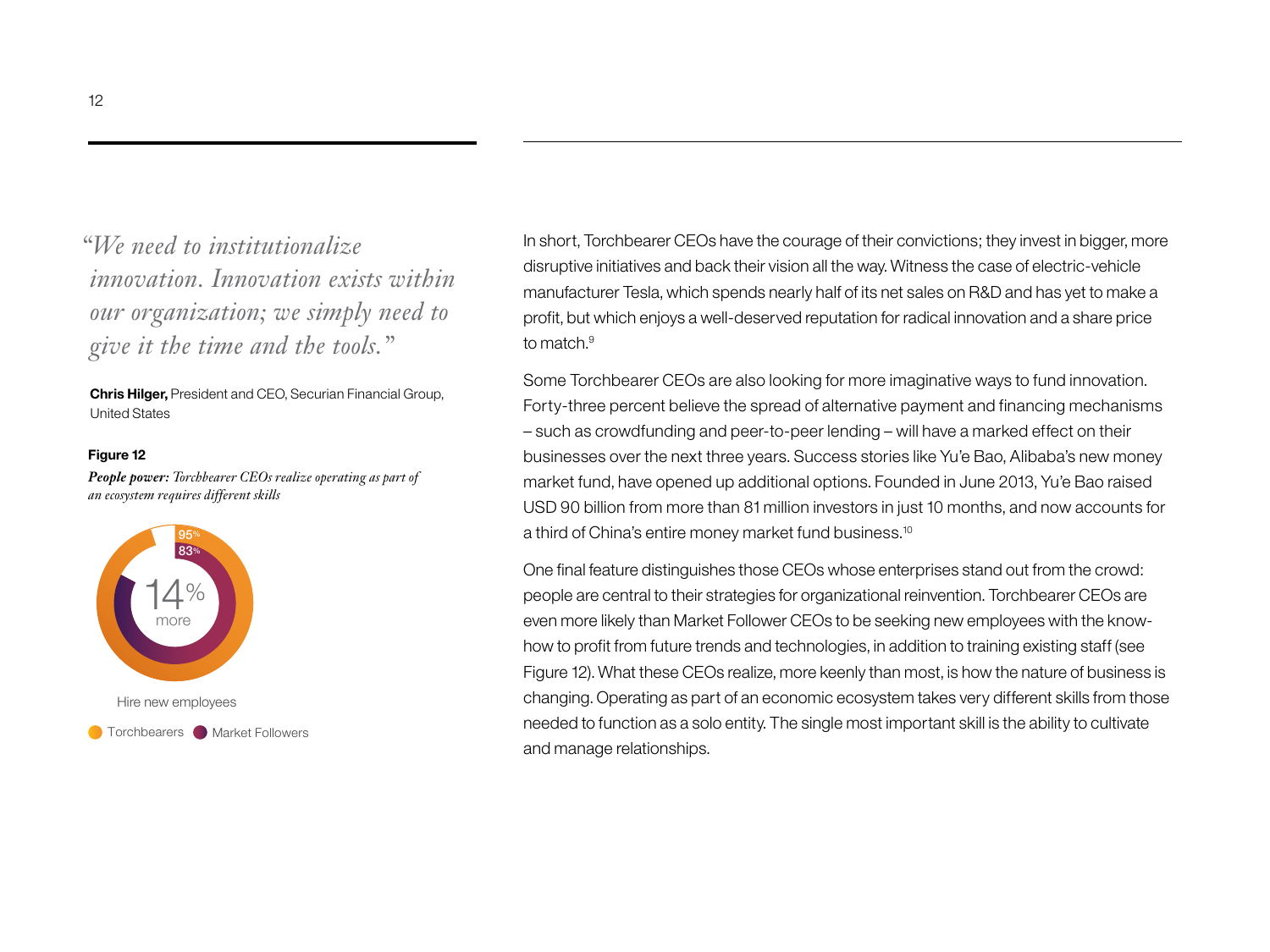*"We need to institutionalize innovation. Innovation exists within our organization; we simply need to give it the time and the tools."*

**Chris Hilger,** President and CEO, Securian Financial Group, United States

**Figure 12**

***People power:*** *Torchbearer CEOs realize operating as part of an ecosystem requires different skills*

95%

83%

14% more

Hire new employees

Torchbearers ● Market Followers

In short, Torchbearer CEOs have the courage of their convictions; they invest in bigger, more disruptive initiatives and back their vision all the way. Witness the case of electric-vehicle manufacturer Tesla, which spends nearly half of its net sales on R&D and has yet to make a profit, but which enjoys a well-deserved reputation for radical innovation and a share price to match.[9]

Some Torchbearer CEOs are also looking for more imaginative ways to fund innovation. Forty-three percent believe the spread of alternative payment and financing mechanisms – such as crowdfunding and peer-to-peer lending – will have a marked effect on their businesses over the next three years. Success stories like Yu'e Bao, Alibaba's new money market fund, have opened up additional options. Founded in June 2013, Yu'e Bao raised USD 90 billion from more than 81 million investors in just 10 months, and now accounts for a third of China's entire money market fund business.[10]

One final feature distinguishes those CEOs whose enterprises stand out from the crowd: people are central to their strategies for organizational reinvention. Torchbearer CEOs are even more likely than Market Follower CEOs to be seeking new employees with the know-how to profit from future trends and technologies, in addition to training existing staff (see Figure 12). What these CEOs realize, more keenly than most, is how the nature of business is changing. Operating as part of an economic ecosystem takes very different skills from those needed to function as a solo entity. The single most important skill is the ability to cultivate and manage relationships.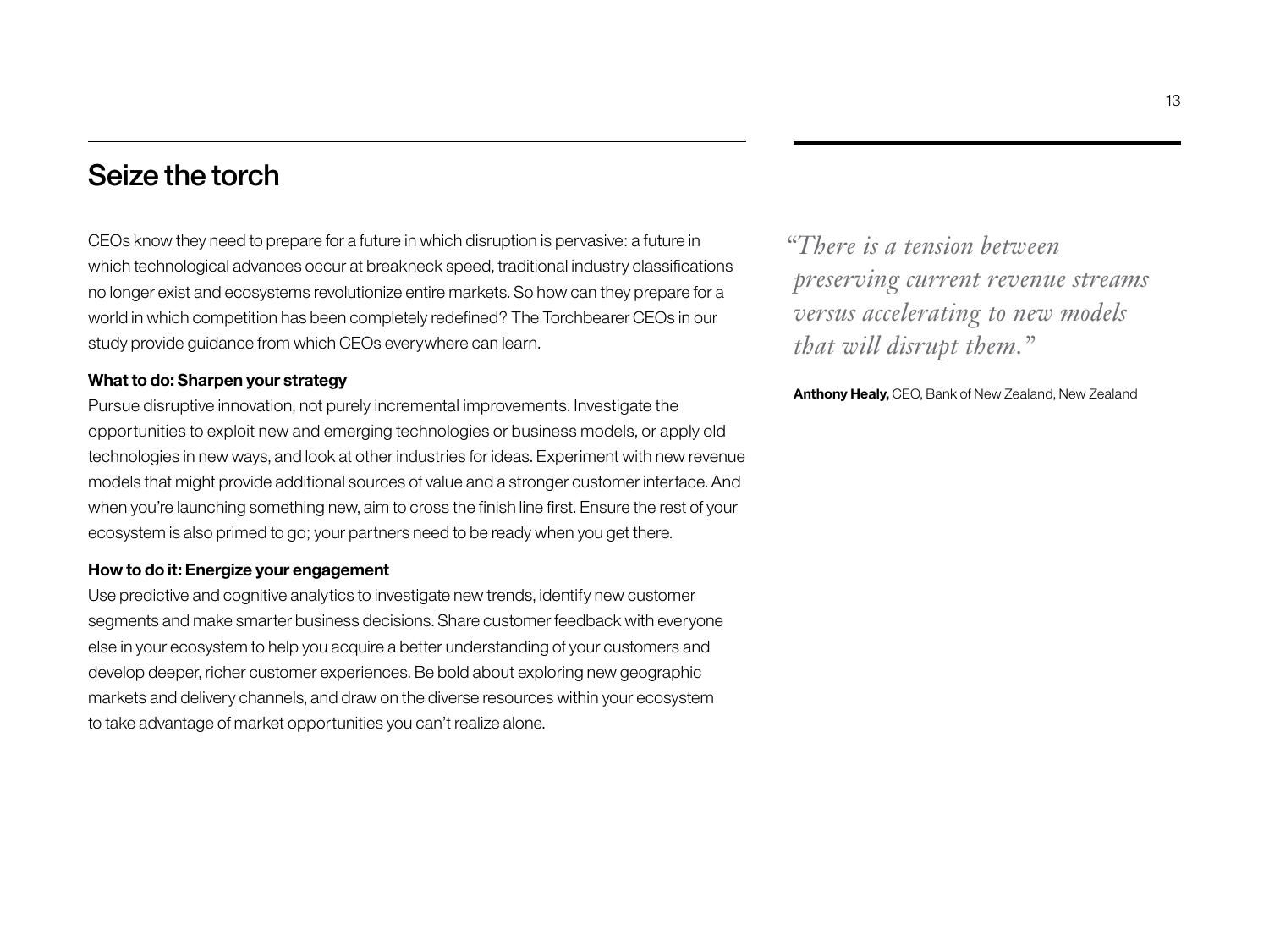## Seize the torch

CEOs know they need to prepare for a future in which disruption is pervasive: a future in which technological advances occur at breakneck speed, traditional industry classifications no longer exist and ecosystems revolutionize entire markets. So how can they prepare for a world in which competition has been completely redefined? The Torchbearer CEOs in our study provide guidance from which CEOs everywhere can learn.

**What to do: Sharpen your strategy**

Pursue disruptive innovation, not purely incremental improvements. Investigate the opportunities to exploit new and emerging technologies or business models, or apply old technologies in new ways, and look at other industries for ideas. Experiment with new revenue models that might provide additional sources of value and a stronger customer interface. And when you're launching something new, aim to cross the finish line first. Ensure the rest of your ecosystem is also primed to go; your partners need to be ready when you get there.

**How to do it: Energize your engagement**

Use predictive and cognitive analytics to investigate new trends, identify new customer segments and make smarter business decisions. Share customer feedback with everyone else in your ecosystem to help you acquire a better understanding of your customers and develop deeper, richer customer experiences. Be bold about exploring new geographic markets and delivery channels, and draw on the diverse resources within your ecosystem to take advantage of market opportunities you can't realize alone.

*"There is a tension between preserving current revenue streams versus accelerating to new models that will disrupt them."*

**Anthony Healy,** CEO, Bank of New Zealand, New Zealand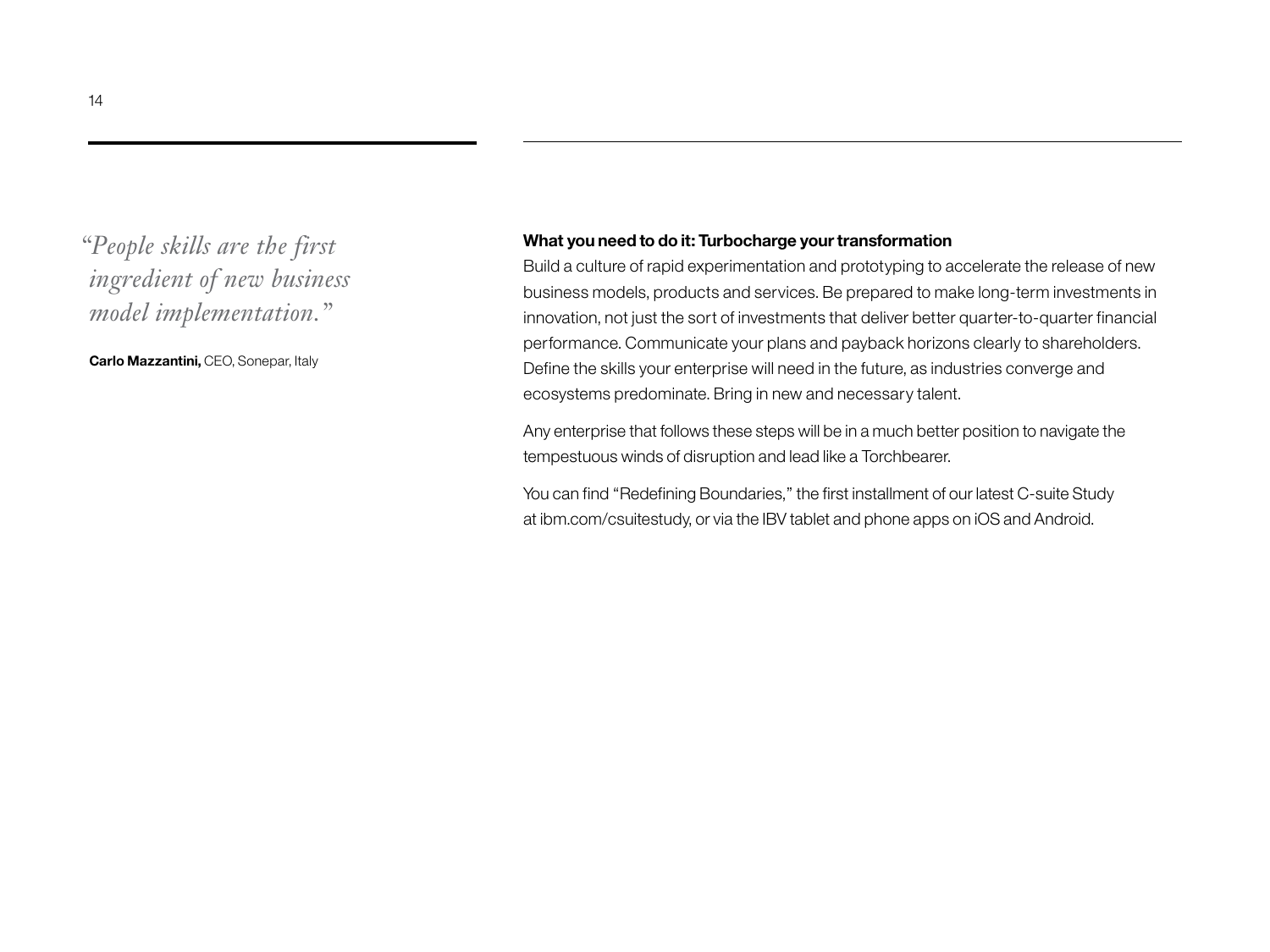*"People skills are the first ingredient of new business model implementation."*

**Carlo Mazzantini,** CEO, Sonepar, Italy

**What you need to do it: Turbocharge your transformation**

Build a culture of rapid experimentation and prototyping to accelerate the release of new business models, products and services. Be prepared to make long-term investments in innovation, not just the sort of investments that deliver better quarter-to-quarter financial performance. Communicate your plans and payback horizons clearly to shareholders. Define the skills your enterprise will need in the future, as industries converge and ecosystems predominate. Bring in new and necessary talent.

Any enterprise that follows these steps will be in a much better position to navigate the tempestuous winds of disruption and lead like a Torchbearer.

You can find "Redefining Boundaries," the first installment of our latest C-suite Study at ibm.com/csuitestudy, or via the IBV tablet and phone apps on iOS and Android.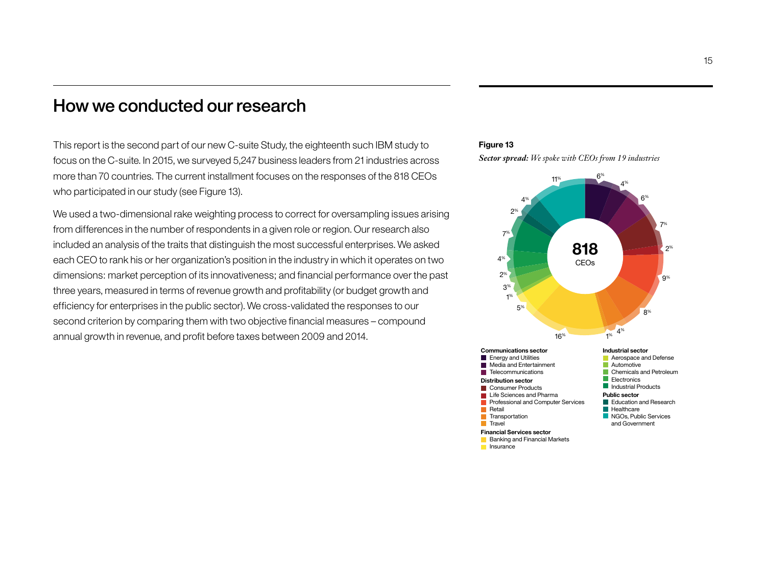## How we conducted our research

This report is the second part of our new C-suite Study, the eighteenth such IBM study to focus on the C-suite. In 2015, we surveyed 5,247 business leaders from 21 industries across more than 70 countries. The current installment focuses on the responses of the 818 CEOs who participated in our study (see Figure 13).

We used a two-dimensional rake weighting process to correct for oversampling issues arising from differences in the number of respondents in a given role or region. Our research also included an analysis of the traits that distinguish the most successful enterprises. We asked each CEO to rank his or her organization's position in the industry in which it operates on two dimensions: market perception of its innovativeness; and financial performance over the past three years, measured in terms of revenue growth and profitability (or budget growth and efficiency for enterprises in the public sector). We cross-validated the responses to our second criterion by comparing them with two objective financial measures – compound annual growth in revenue, and profit before taxes between 2009 and 2014.

**Figure 13**

***Sector spread:*** *We spoke with CEOs from 19 industries*

**818** CEOs

| Sector | Industry | Share |
|---|---|---|
| **Communications sector** | Energy and Utilities | 6% |
| | Media and Entertainment | 4% |
| | Telecommunications | 6% |
| **Distribution sector** | Consumer Products | 7% |
| | Life Sciences and Pharma | 2% |
| | Professional and Computer Services | 9% |
| | Retail | 8% |
| | Transportation | 4% |
| | Travel | 1% |
| **Financial Services sector** | Banking and Financial Markets | 16% |
| | Insurance | 5% |
| **Industrial sector** | Aerospace and Defense | 1% |
| | Automotive | 3% |
| | Chemicals and Petroleum | 2% |
| | Electronics | 4% |
| | Industrial Products | 7% |
| **Public sector** | Education and Research | 2% |
| | Healthcare | 4% |
| | NGOs, Public Services and Government | 11% |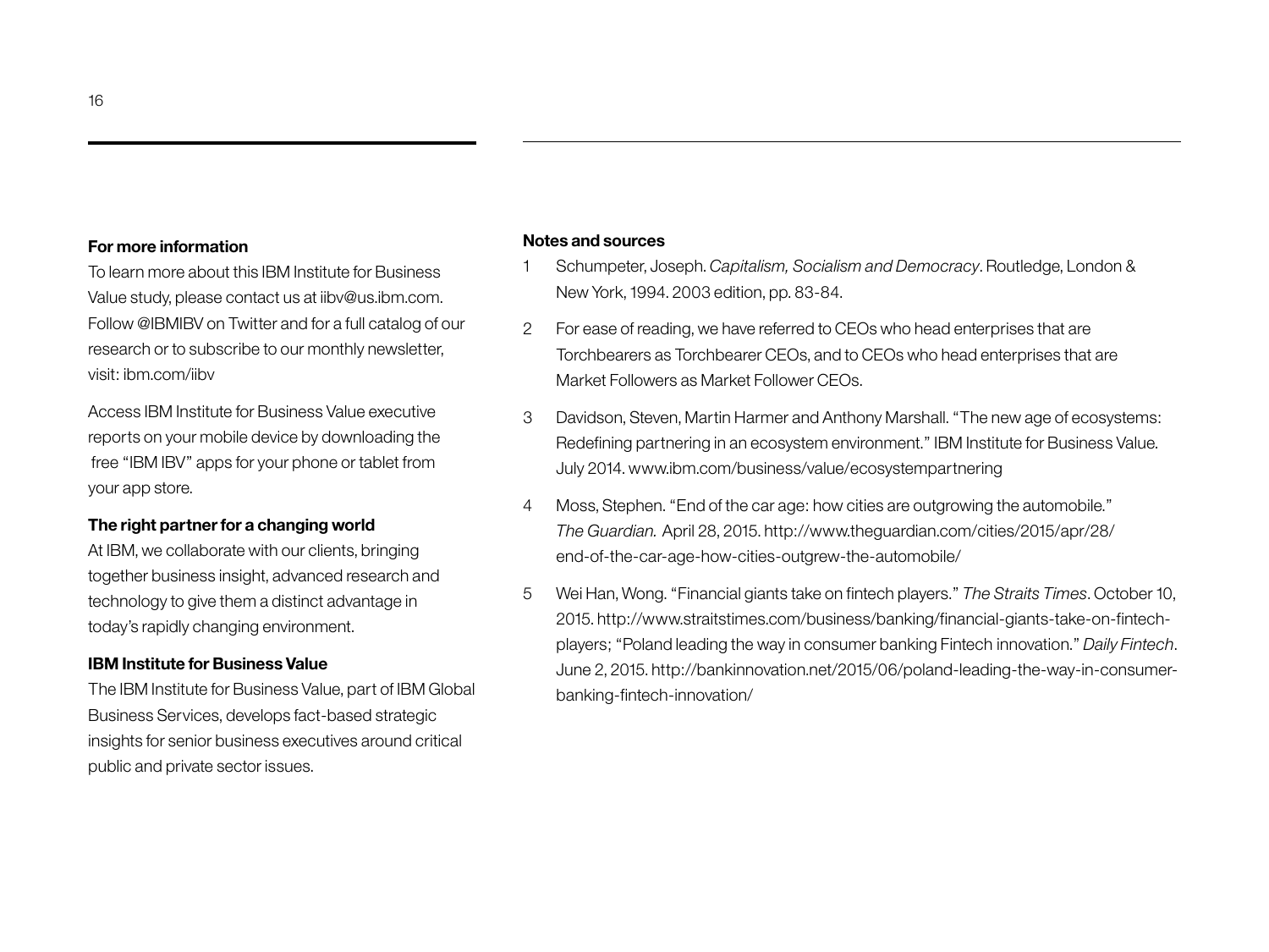**For more information**

To learn more about this IBM Institute for Business Value study, please contact us at iibv@us.ibm.com. Follow @IBMIBV on Twitter and for a full catalog of our research or to subscribe to our monthly newsletter, visit: ibm.com/iibv

Access IBM Institute for Business Value executive reports on your mobile device by downloading the free "IBM IBV" apps for your phone or tablet from your app store.

**The right partner for a changing world**

At IBM, we collaborate with our clients, bringing together business insight, advanced research and technology to give them a distinct advantage in today's rapidly changing environment.

**IBM Institute for Business Value**

The IBM Institute for Business Value, part of IBM Global Business Services, develops fact-based strategic insights for senior business executives around critical public and private sector issues.

**Notes and sources**

1. Schumpeter, Joseph. *Capitalism, Socialism and Democracy*. Routledge, London & New York, 1994. 2003 edition, pp. 83-84.
2. For ease of reading, we have referred to CEOs who head enterprises that are Torchbearers as Torchbearer CEOs, and to CEOs who head enterprises that are Market Followers as Market Follower CEOs.
3. Davidson, Steven, Martin Harmer and Anthony Marshall. "The new age of ecosystems: Redefining partnering in an ecosystem environment." IBM Institute for Business Value. July 2014. www.ibm.com/business/value/ecosystempartnering
4. Moss, Stephen. "End of the car age: how cities are outgrowing the automobile." *The Guardian.* April 28, 2015. http://www.theguardian.com/cities/2015/apr/28/end-of-the-car-age-how-cities-outgrew-the-automobile/
5. Wei Han, Wong. "Financial giants take on fintech players." *The Straits Times*. October 10, 2015. http://www.straitstimes.com/business/banking/financial-giants-take-on-fintech-players; "Poland leading the way in consumer banking Fintech innovation." *Daily Fintech*. June 2, 2015. http://bankinnovation.net/2015/06/poland-leading-the-way-in-consumer-banking-fintech-innovation/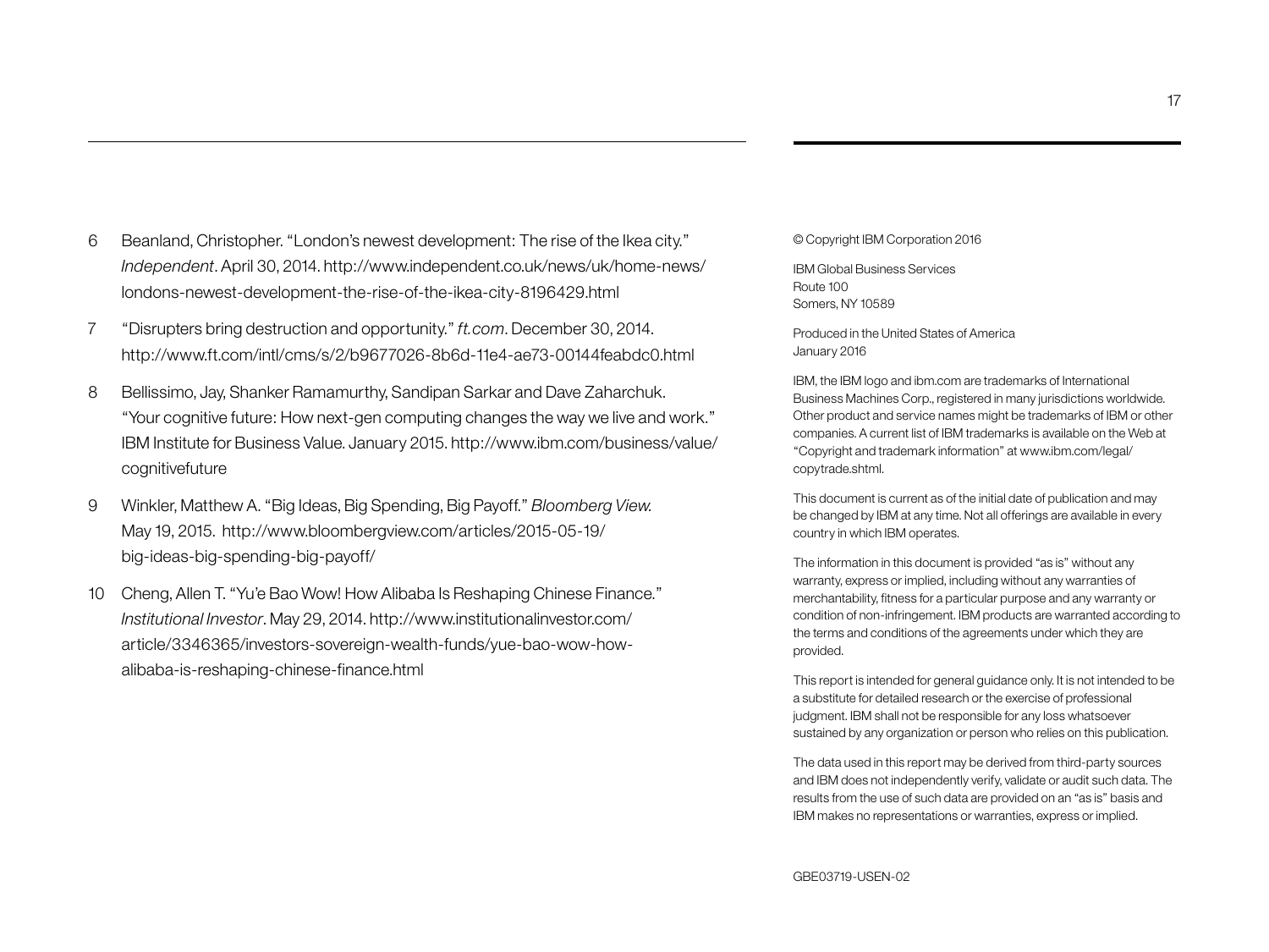6. Beanland, Christopher. "London's newest development: The rise of the Ikea city." *Independent*. April 30, 2014. http://www.independent.co.uk/news/uk/home-news/londons-newest-development-the-rise-of-the-ikea-city-8196429.html

7. "Disrupters bring destruction and opportunity." *ft.com*. December 30, 2014. http://www.ft.com/intl/cms/s/2/b9677026-8b6d-11e4-ae73-00144feabdc0.html

8. Bellissimo, Jay, Shanker Ramamurthy, Sandipan Sarkar and Dave Zaharchuk. "Your cognitive future: How next-gen computing changes the way we live and work." IBM Institute for Business Value. January 2015. http://www.ibm.com/business/value/cognitivefuture

9. Winkler, Matthew A. "Big Ideas, Big Spending, Big Payoff." *Bloomberg View.* May 19, 2015. http://www.bloombergview.com/articles/2015-05-19/big-ideas-big-spending-big-payoff/

10. Cheng, Allen T. "Yu'e Bao Wow! How Alibaba Is Reshaping Chinese Finance." *Institutional Investor*. May 29, 2014. http://www.institutionalinvestor.com/article/3346365/investors-sovereign-wealth-funds/yue-bao-wow-how-alibaba-is-reshaping-chinese-finance.html

© Copyright IBM Corporation 2016

IBM Global Business Services
Route 100
Somers, NY 10589

Produced in the United States of America
January 2016

IBM, the IBM logo and ibm.com are trademarks of International Business Machines Corp., registered in many jurisdictions worldwide. Other product and service names might be trademarks of IBM or other companies. A current list of IBM trademarks is available on the Web at "Copyright and trademark information" at www.ibm.com/legal/copytrade.shtml.

This document is current as of the initial date of publication and may be changed by IBM at any time. Not all offerings are available in every country in which IBM operates.

The information in this document is provided "as is" without any warranty, express or implied, including without any warranties of merchantability, fitness for a particular purpose and any warranty or condition of non-infringement. IBM products are warranted according to the terms and conditions of the agreements under which they are provided.

This report is intended for general guidance only. It is not intended to be a substitute for detailed research or the exercise of professional judgment. IBM shall not be responsible for any loss whatsoever sustained by any organization or person who relies on this publication.

The data used in this report may be derived from third-party sources and IBM does not independently verify, validate or audit such data. The results from the use of such data are provided on an "as is" basis and IBM makes no representations or warranties, express or implied.

GBE03719-USEN-02